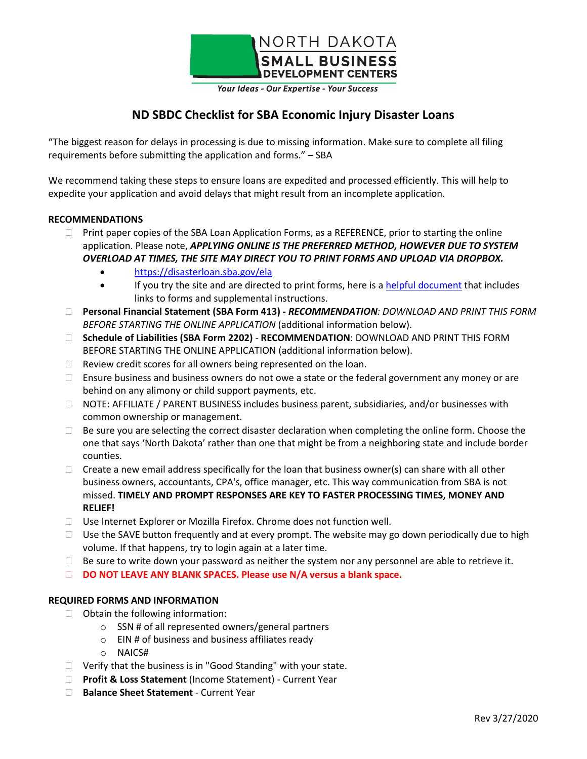NORTH DAKOTA
SMALL BUSINESS
DEVELOPMENT CENTERS

*Your Ideas - Our Expertise - Your Success*

# ND SBDC Checklist for SBA Economic Injury Disaster Loans

"The biggest reason for delays in processing is due to missing information. Make sure to complete all filing requirements before submitting the application and forms." – SBA

We recommend taking these steps to ensure loans are expedited and processed efficiently. This will help to expedite your application and avoid delays that might result from an incomplete application.

**RECOMMENDATIONS**

- ☐ Print paper copies of the SBA Loan Application Forms, as a REFERENCE, prior to starting the online application. Please note, ***APPLYING ONLINE IS THE PREFERRED METHOD, HOWEVER DUE TO SYSTEM OVERLOAD AT TIMES, THE SITE MAY DIRECT YOU TO PRINT FORMS AND UPLOAD VIA DROPBOX.***
  - https://disasterloan.sba.gov/ela
  - If you try the site and are directed to print forms, here is a helpful document that includes links to forms and supplemental instructions.
- ☐ **Personal Financial Statement (SBA Form 413) -** ***RECOMMENDATION****: DOWNLOAD AND PRINT THIS FORM BEFORE STARTING THE ONLINE APPLICATION* (additional information below).
- ☐ **Schedule of Liabilities (SBA Form 2202)** - **RECOMMENDATION**: DOWNLOAD AND PRINT THIS FORM BEFORE STARTING THE ONLINE APPLICATION (additional information below).
- ☐ Review credit scores for all owners being represented on the loan.
- ☐ Ensure business and business owners do not owe a state or the federal government any money or are behind on any alimony or child support payments, etc.
- ☐ NOTE: AFFILIATE / PARENT BUSINESS includes business parent, subsidiaries, and/or businesses with common ownership or management.
- ☐ Be sure you are selecting the correct disaster declaration when completing the online form. Choose the one that says 'North Dakota' rather than one that might be from a neighboring state and include border counties.
- ☐ Create a new email address specifically for the loan that business owner(s) can share with all other business owners, accountants, CPA's, office manager, etc. This way communication from SBA is not missed. **TIMELY AND PROMPT RESPONSES ARE KEY TO FASTER PROCESSING TIMES, MONEY AND RELIEF!**
- ☐ Use Internet Explorer or Mozilla Firefox. Chrome does not function well.
- ☐ Use the SAVE button frequently and at every prompt. The website may go down periodically due to high volume. If that happens, try to login again at a later time.
- ☐ Be sure to write down your password as neither the system nor any personnel are able to retrieve it.
- ☐ **DO NOT LEAVE ANY BLANK SPACES. Please use N/A versus a blank space.**

**REQUIRED FORMS AND INFORMATION**

- ☐ Obtain the following information:
  - SSN # of all represented owners/general partners
  - EIN # of business and business affiliates ready
  - NAICS#
- ☐ Verify that the business is in "Good Standing" with your state.
- ☐ **Profit & Loss Statement** (Income Statement) - Current Year
- ☐ **Balance Sheet Statement** - Current Year

Rev 3/27/2020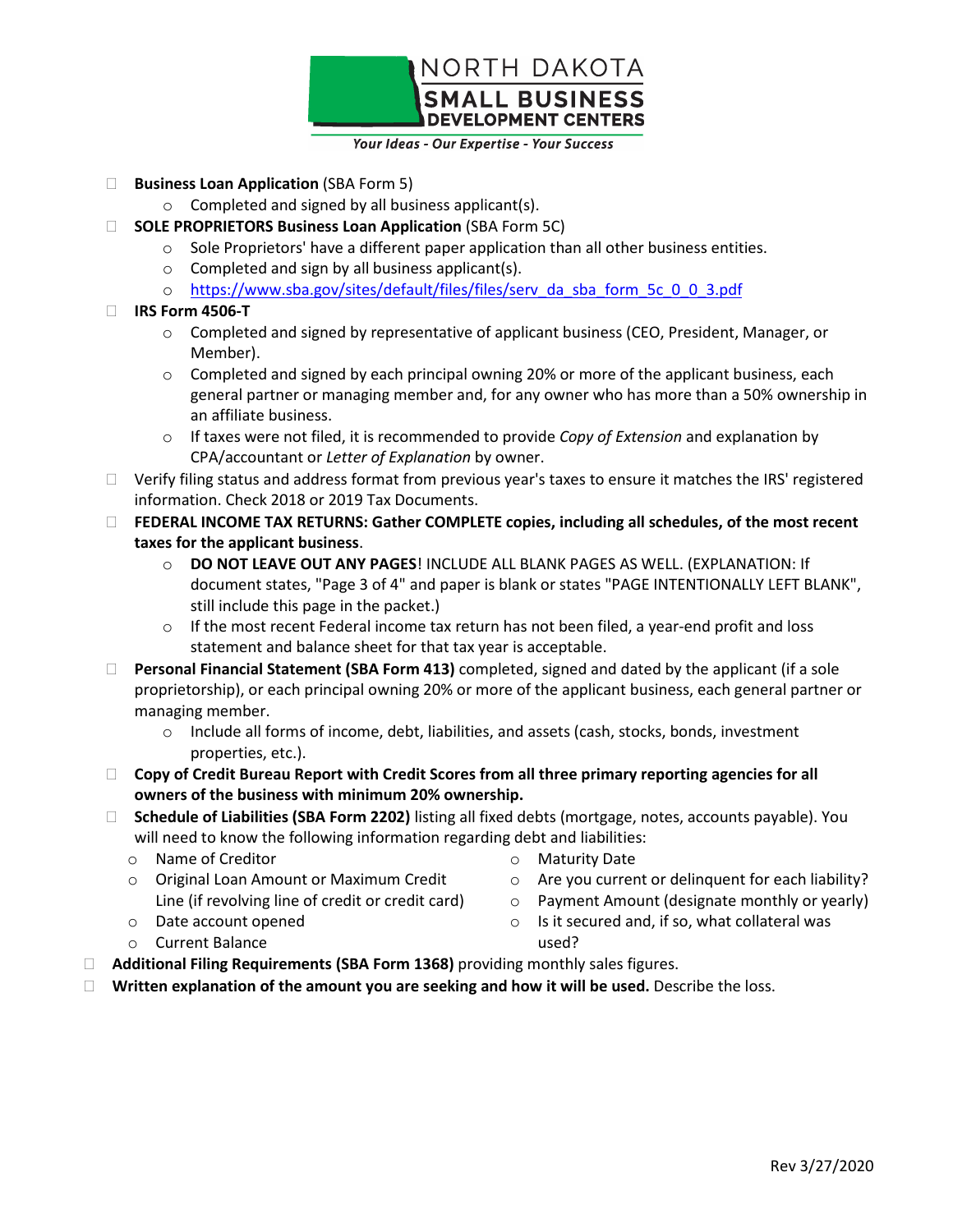NORTH DAKOTA
SMALL BUSINESS
DEVELOPMENT CENTERS

*Your Ideas - Our Expertise - Your Success*

- ☐ **Business Loan Application** (SBA Form 5)
  - Completed and signed by all business applicant(s).
- ☐ **SOLE PROPRIETORS Business Loan Application** (SBA Form 5C)
  - Sole Proprietors' have a different paper application than all other business entities.
  - Completed and sign by all business applicant(s).
  - https://www.sba.gov/sites/default/files/files/serv_da_sba_form_5c_0_0_3.pdf
- ☐ **IRS Form 4506-T**
  - Completed and signed by representative of applicant business (CEO, President, Manager, or Member).
  - Completed and signed by each principal owning 20% or more of the applicant business, each general partner or managing member and, for any owner who has more than a 50% ownership in an affiliate business.
  - If taxes were not filed, it is recommended to provide *Copy of Extension* and explanation by CPA/accountant or *Letter of Explanation* by owner.
- ☐ Verify filing status and address format from previous year's taxes to ensure it matches the IRS' registered information. Check 2018 or 2019 Tax Documents.
- ☐ **FEDERAL INCOME TAX RETURNS: Gather COMPLETE copies, including all schedules, of the most recent taxes for the applicant business**.
  - **DO NOT LEAVE OUT ANY PAGES**! INCLUDE ALL BLANK PAGES AS WELL. (EXPLANATION: If document states, "Page 3 of 4" and paper is blank or states "PAGE INTENTIONALLY LEFT BLANK", still include this page in the packet.)
  - If the most recent Federal income tax return has not been filed, a year-end profit and loss statement and balance sheet for that tax year is acceptable.
- ☐ **Personal Financial Statement (SBA Form 413)** completed, signed and dated by the applicant (if a sole proprietorship), or each principal owning 20% or more of the applicant business, each general partner or managing member.
  - Include all forms of income, debt, liabilities, and assets (cash, stocks, bonds, investment properties, etc.).
- ☐ **Copy of Credit Bureau Report with Credit Scores from all three primary reporting agencies for all owners of the business with minimum 20% ownership.**
- ☐ **Schedule of Liabilities (SBA Form 2202)** listing all fixed debts (mortgage, notes, accounts payable). You will need to know the following information regarding debt and liabilities:
  - Name of Creditor
  - Original Loan Amount or Maximum Credit Line (if revolving line of credit or credit card)
  - Date account opened
  - Current Balance
  - Maturity Date
  - Are you current or delinquent for each liability?
  - Payment Amount (designate monthly or yearly)
  - Is it secured and, if so, what collateral was used?
- ☐ **Additional Filing Requirements (SBA Form 1368)** providing monthly sales figures.
- ☐ **Written explanation of the amount you are seeking and how it will be used.** Describe the loss.

Rev 3/27/2020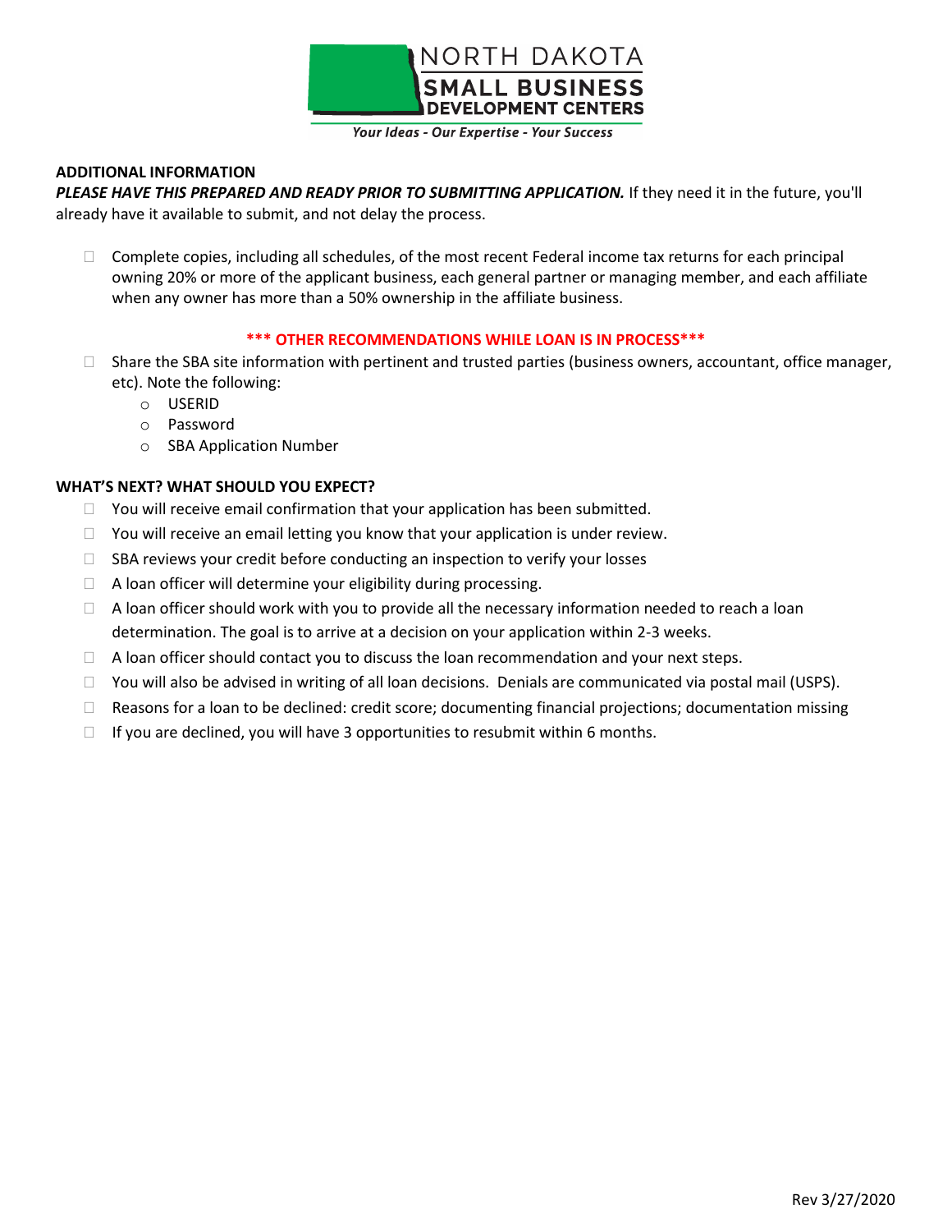NORTH DAKOTA SMALL BUSINESS DEVELOPMENT CENTERS

*Your Ideas - Our Expertise - Your Success*

**ADDITIONAL INFORMATION**

***PLEASE HAVE THIS PREPARED AND READY PRIOR TO SUBMITTING APPLICATION.*** If they need it in the future, you'll already have it available to submit, and not delay the process.

- Complete copies, including all schedules, of the most recent Federal income tax returns for each principal owning 20% or more of the applicant business, each general partner or managing member, and each affiliate when any owner has more than a 50% ownership in the affiliate business.

**\*\*\* OTHER RECOMMENDATIONS WHILE LOAN IS IN PROCESS\*\*\***

- Share the SBA site information with pertinent and trusted parties (business owners, accountant, office manager, etc). Note the following:
  - USERID
  - Password
  - SBA Application Number

**WHAT'S NEXT? WHAT SHOULD YOU EXPECT?**

- You will receive email confirmation that your application has been submitted.
- You will receive an email letting you know that your application is under review.
- SBA reviews your credit before conducting an inspection to verify your losses
- A loan officer will determine your eligibility during processing.
- A loan officer should work with you to provide all the necessary information needed to reach a loan determination. The goal is to arrive at a decision on your application within 2-3 weeks.
- A loan officer should contact you to discuss the loan recommendation and your next steps.
- You will also be advised in writing of all loan decisions. Denials are communicated via postal mail (USPS).
- Reasons for a loan to be declined: credit score; documenting financial projections; documentation missing
- If you are declined, you will have 3 opportunities to resubmit within 6 months.

Rev 3/27/2020